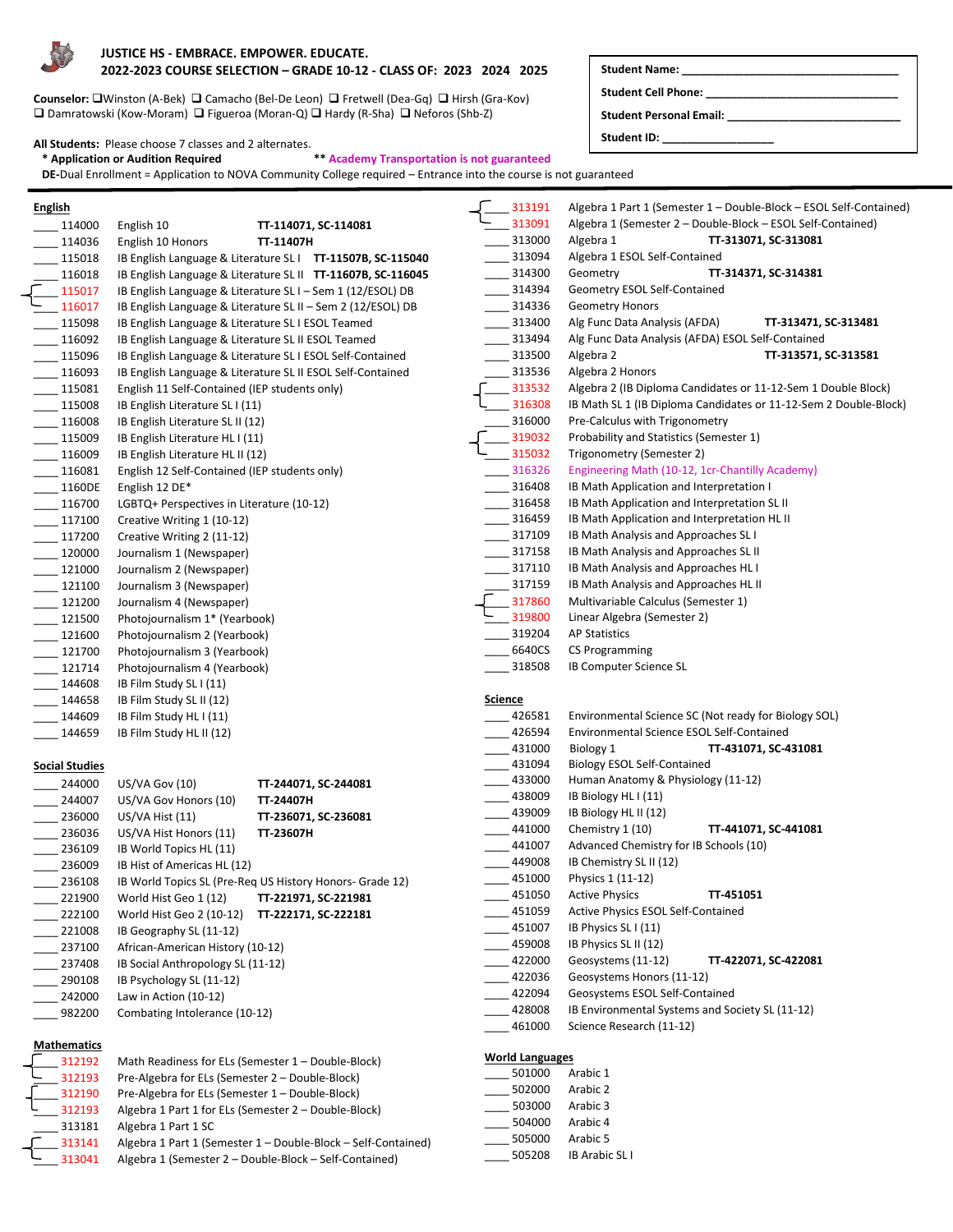**JUSTICE HS - EMBRACE. EMPOWER. EDUCATE.**
**2022-2023 COURSE SELECTION – GRADE 10-12 - CLASS OF: 2023 2024 2025**

**Counselor:** ❑Winston (A-Bek) ❑ Camacho (Bel-De Leon) ❑ Fretwell (Dea-Gq) ❑ Hirsh (Gra-Kov) ❑ Damratowski (Kow-Moram) ❑ Figueroa (Moran-Q) ❑ Hardy (R-Sha) ❑ Neforos (Shb-Z)

**Student Name:** ______________________________

**Student Cell Phone:** ______________________________

**Student Personal Email:** ______________________________

**Student ID:** ________________

**All Students:** Please choose 7 classes and 2 alternates.
**\* Application or Audition Required** **\*\* Academy Transportation is not guaranteed**
**DE-**Dual Enrollment = Application to NOVA Community College required – Entrance into the course is not guaranteed

## English

- ____ 114000 English 10 **TT-114071, SC-114081**
- ____ 114036 English 10 Honors **TT-11407H**
- ____ 115018 IB English Language & Literature SL I **TT-11507B, SC-115040**
- ____ 116018 IB English Language & Literature SL II **TT-11607B, SC-116045**
- ____ 115017 IB English Language & Literature SL I – Sem 1 (12/ESOL) DB
- ____ 116017 IB English Language & Literature SL II – Sem 2 (12/ESOL) DB
- ____ 115098 IB English Language & Literature SL I ESOL Teamed
- ____ 116092 IB English Language & Literature SL II ESOL Teamed
- ____ 115096 IB English Language & Literature SL I ESOL Self-Contained
- ____ 116093 IB English Language & Literature SL II ESOL Self-Contained
- ____ 115081 English 11 Self-Contained (IEP students only)
- ____ 115008 IB English Literature SL I (11)
- ____ 116008 IB English Literature SL II (12)
- ____ 115009 IB English Literature HL I (11)
- ____ 116009 IB English Literature HL II (12)
- ____ 116081 English 12 Self-Contained (IEP students only)
- ____ 1160DE English 12 DE*
- ____ 116700 LGBTQ+ Perspectives in Literature (10-12)
- ____ 117100 Creative Writing 1 (10-12)
- ____ 117200 Creative Writing 2 (11-12)
- ____ 120000 Journalism 1 (Newspaper)
- ____ 121000 Journalism 2 (Newspaper)
- ____ 121100 Journalism 3 (Newspaper)
- ____ 121200 Journalism 4 (Newspaper)
- ____ 121500 Photojournalism 1* (Yearbook)
- ____ 121600 Photojournalism 2 (Yearbook)
- ____ 121700 Photojournalism 3 (Yearbook)
- ____ 121714 Photojournalism 4 (Yearbook)
- ____ 144608 IB Film Study SL I (11)
- ____ 144658 IB Film Study SL II (12)
- ____ 144609 IB Film Study HL I (11)
- ____ 144659 IB Film Study HL II (12)

## Social Studies

- ____ 244000 US/VA Gov (10) **TT-244071, SC-244081**
- ____ 244007 US/VA Gov Honors (10) **TT-24407H**
- ____ 236000 US/VA Hist (11) **TT-236071, SC-236081**
- ____ 236036 US/VA Hist Honors (11) **TT-23607H**
- ____ 236109 IB World Topics HL (11)
- ____ 236009 IB Hist of Americas HL (12)
- ____ 236108 IB World Topics SL (Pre-Req US History Honors- Grade 12)
- ____ 221900 World Hist Geo 1 (12) **TT-221971, SC-221981**
- ____ 222100 World Hist Geo 2 (10-12) **TT-222171, SC-222181**
- ____ 221008 IB Geography SL (11-12)
- ____ 237100 African-American History (10-12)
- ____ 237408 IB Social Anthropology SL (11-12)
- ____ 290108 IB Psychology SL (11-12)
- ____ 242000 Law in Action (10-12)
- ____ 982200 Combating Intolerance (10-12)

## Mathematics

- ____ 312192 Math Readiness for ELs (Semester 1 – Double-Block)
- ____ 312193 Pre-Algebra for ELs (Semester 2 – Double-Block)
- ____ 312190 Pre-Algebra for ELs (Semester 1 – Double-Block)
- ____ 312193 Algebra 1 Part 1 for ELs (Semester 2 – Double-Block)
- ____ 313181 Algebra 1 Part 1 SC
- ____ 313141 Algebra 1 Part 1 (Semester 1 – Double-Block – Self-Contained)
- ____ 313041 Algebra 1 (Semester 2 – Double-Block – Self-Contained)
- ____ 313191 Algebra 1 Part 1 (Semester 1 – Double-Block – ESOL Self-Contained)
- ____ 313091 Algebra 1 (Semester 2 – Double-Block – ESOL Self-Contained)
- ____ 313000 Algebra 1 **TT-313071, SC-313081**
- ____ 313094 Algebra 1 ESOL Self-Contained
- ____ 314300 Geometry **TT-314371, SC-314381**
- ____ 314394 Geometry ESOL Self-Contained
- ____ 314336 Geometry Honors
- ____ 313400 Alg Func Data Analysis (AFDA) **TT-313471, SC-313481**
- ____ 313494 Alg Func Data Analysis (AFDA) ESOL Self-Contained
- ____ 313500 Algebra 2 **TT-313571, SC-313581**
- ____ 313536 Algebra 2 Honors
- ____ 313532 Algebra 2 (IB Diploma Candidates or 11-12-Sem 1 Double Block)
- ____ 316308 IB Math SL 1 (IB Diploma Candidates or 11-12-Sem 2 Double-Block)
- ____ 316000 Pre-Calculus with Trigonometry
- ____ 319032 Probability and Statistics (Semester 1)
- ____ 315032 Trigonometry (Semester 2)
- ____ 316326 Engineering Math (10-12, 1cr-Chantilly Academy)
- ____ 316408 IB Math Application and Interpretation I
- ____ 316458 IB Math Application and Interpretation SL II
- ____ 316459 IB Math Application and Interpretation HL II
- ____ 317109 IB Math Analysis and Approaches SL I
- ____ 317158 IB Math Analysis and Approaches SL II
- ____ 317110 IB Math Analysis and Approaches HL I
- ____ 317159 IB Math Analysis and Approaches HL II
- ____ 317860 Multivariable Calculus (Semester 1)
- ____ 319800 Linear Algebra (Semester 2)
- ____ 319204 AP Statistics
- ____ 6640CS CS Programming
- ____ 318508 IB Computer Science SL

## Science

- ____ 426581 Environmental Science SC (Not ready for Biology SOL)
- ____ 426594 Environmental Science ESOL Self-Contained
- ____ 431000 Biology 1 **TT-431071, SC-431081**
- ____ 431094 Biology ESOL Self-Contained
- ____ 433000 Human Anatomy & Physiology (11-12)
- ____ 438009 IB Biology HL I (11)
- ____ 439009 IB Biology HL II (12)
- ____ 441000 Chemistry 1 (10) **TT-441071, SC-441081**
- ____ 441007 Advanced Chemistry for IB Schools (10)
- ____ 449008 IB Chemistry SL II (12)
- ____ 451000 Physics 1 (11-12)
- ____ 451050 Active Physics **TT-451051**
- ____ 451059 Active Physics ESOL Self-Contained
- ____ 451007 IB Physics SL I (11)
- ____ 459008 IB Physics SL II (12)
- ____ 422000 Geosystems (11-12) **TT-422071, SC-422081**
- ____ 422036 Geosystems Honors (11-12)
- ____ 422094 Geosystems ESOL Self-Contained
- ____ 428008 IB Environmental Systems and Society SL (11-12)
- ____ 461000 Science Research (11-12)

## World Languages

- ____ 501000 Arabic 1
- ____ 502000 Arabic 2
- ____ 503000 Arabic 3
- ____ 504000 Arabic 4
- ____ 505000 Arabic 5
- ____ 505208 IB Arabic SL I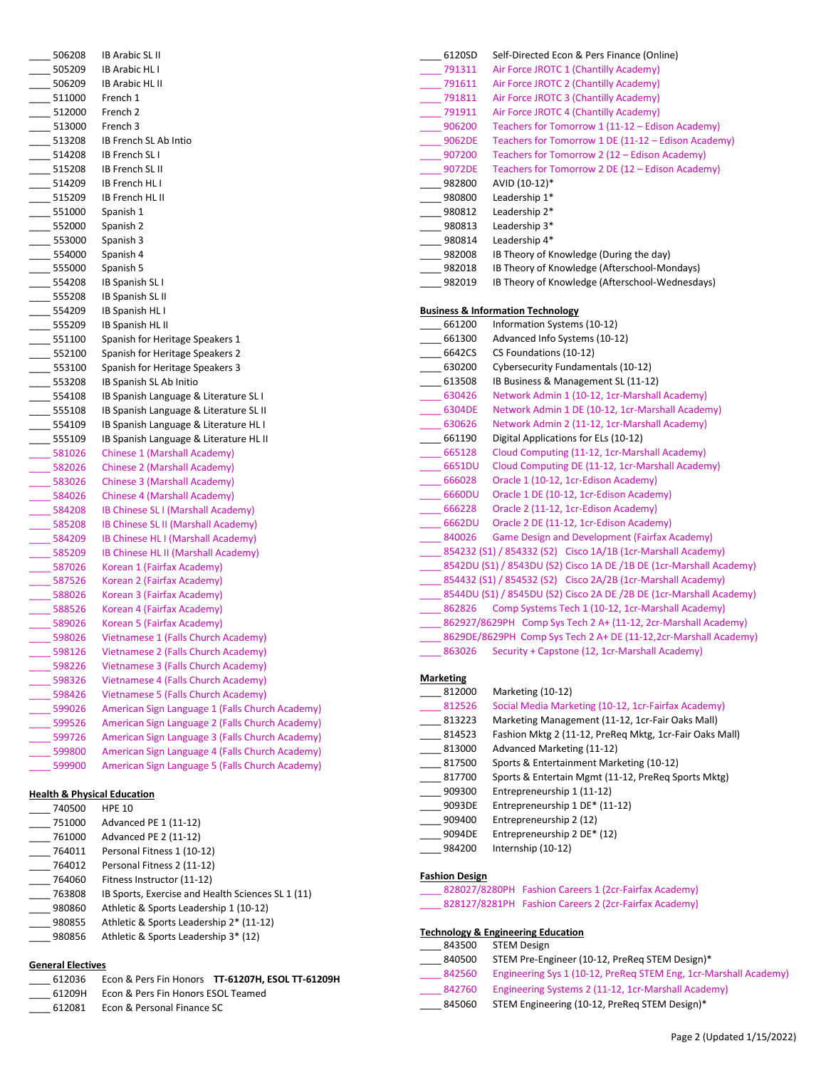____ 506208 IB Arabic SL II
____ 505209 IB Arabic HL I
____ 506209 IB Arabic HL II
____ 511000 French 1
____ 512000 French 2
____ 513000 French 3
____ 513208 IB French SL Ab Intio
____ 514208 IB French SL I
____ 515208 IB French SL II
____ 514209 IB French HL I
____ 515209 IB French HL II
____ 551000 Spanish 1
____ 552000 Spanish 2
____ 553000 Spanish 3
____ 554000 Spanish 4
____ 555000 Spanish 5
____ 554208 IB Spanish SL I
____ 555208 IB Spanish SL II
____ 554209 IB Spanish HL I
____ 555209 IB Spanish HL II
____ 551100 Spanish for Heritage Speakers 1
____ 552100 Spanish for Heritage Speakers 2
____ 553100 Spanish for Heritage Speakers 3
____ 553208 IB Spanish SL Ab Initio
____ 554108 IB Spanish Language & Literature SL I
____ 555108 IB Spanish Language & Literature SL II
____ 554109 IB Spanish Language & Literature HL I
____ 555109 IB Spanish Language & Literature HL II
____ 581026 Chinese 1 (Marshall Academy)
____ 582026 Chinese 2 (Marshall Academy)
____ 583026 Chinese 3 (Marshall Academy)
____ 584026 Chinese 4 (Marshall Academy)
____ 584208 IB Chinese SL I (Marshall Academy)
____ 585208 IB Chinese SL II (Marshall Academy)
____ 584209 IB Chinese HL I (Marshall Academy)
____ 585209 IB Chinese HL II (Marshall Academy)
____ 587026 Korean 1 (Fairfax Academy)
____ 587526 Korean 2 (Fairfax Academy)
____ 588026 Korean 3 (Fairfax Academy)
____ 588526 Korean 4 (Fairfax Academy)
____ 589026 Korean 5 (Fairfax Academy)
____ 598026 Vietnamese 1 (Falls Church Academy)
____ 598126 Vietnamese 2 (Falls Church Academy)
____ 598226 Vietnamese 3 (Falls Church Academy)
____ 598326 Vietnamese 4 (Falls Church Academy)
____ 598426 Vietnamese 5 (Falls Church Academy)
____ 599026 American Sign Language 1 (Falls Church Academy)
____ 599526 American Sign Language 2 (Falls Church Academy)
____ 599726 American Sign Language 3 (Falls Church Academy)
____ 599800 American Sign Language 4 (Falls Church Academy)
____ 599900 American Sign Language 5 (Falls Church Academy)

**Health & Physical Education**

____ 740500 HPE 10
____ 751000 Advanced PE 1 (11-12)
____ 761000 Advanced PE 2 (11-12)
____ 764011 Personal Fitness 1 (10-12)
____ 764012 Personal Fitness 2 (11-12)
____ 764060 Fitness Instructor (11-12)
____ 763808 IB Sports, Exercise and Health Sciences SL 1 (11)
____ 980860 Athletic & Sports Leadership 1 (10-12)
____ 980855 Athletic & Sports Leadership 2* (11-12)
____ 980856 Athletic & Sports Leadership 3* (12)

**General Electives**

____ 612036 Econ & Pers Fin Honors **TT-61207H, ESOL TT-61209H**
____ 61209H Econ & Pers Fin Honors ESOL Teamed
____ 612081 Econ & Personal Finance SC
____ 6120SD Self-Directed Econ & Pers Finance (Online)
____ 791311 Air Force JROTC 1 (Chantilly Academy)
____ 791611 Air Force JROTC 2 (Chantilly Academy)
____ 791811 Air Force JROTC 3 (Chantilly Academy)
____ 791911 Air Force JROTC 4 (Chantilly Academy)
____ 906200 Teachers for Tomorrow 1 (11-12 – Edison Academy)
____ 9062DE Teachers for Tomorrow 1 DE (11-12 – Edison Academy)
____ 907200 Teachers for Tomorrow 2 (12 – Edison Academy)
____ 9072DE Teachers for Tomorrow 2 DE (12 – Edison Academy)
____ 982800 AVID (10-12)*
____ 980800 Leadership 1*
____ 980812 Leadership 2*
____ 980813 Leadership 3*
____ 980814 Leadership 4*
____ 982008 IB Theory of Knowledge (During the day)
____ 982018 IB Theory of Knowledge (Afterschool-Mondays)
____ 982019 IB Theory of Knowledge (Afterschool-Wednesdays)

**Business & Information Technology**

____ 661200 Information Systems (10-12)
____ 661300 Advanced Info Systems (10-12)
____ 6642CS CS Foundations (10-12)
____ 630200 Cybersecurity Fundamentals (10-12)
____ 613508 IB Business & Management SL (11-12)
____ 630426 Network Admin 1 (10-12, 1cr-Marshall Academy)
____ 6304DE Network Admin 1 DE (10-12, 1cr-Marshall Academy)
____ 630626 Network Admin 2 (11-12, 1cr-Marshall Academy)
____ 661190 Digital Applications for ELs (10-12)
____ 665128 Cloud Computing (11-12, 1cr-Marshall Academy)
____ 6651DU Cloud Computing DE (11-12, 1cr-Marshall Academy)
____ 666028 Oracle 1 (10-12, 1cr-Edison Academy)
____ 6660DU Oracle 1 DE (10-12, 1cr-Edison Academy)
____ 666228 Oracle 2 (11-12, 1cr-Edison Academy)
____ 6662DU Oracle 2 DE (11-12, 1cr-Edison Academy)
____ 840026 Game Design and Development (Fairfax Academy)
____ 854232 (S1) / 854332 (S2) Cisco 1A/1B (1cr-Marshall Academy)
____ 8542DU (S1) / 8543DU (S2) Cisco 1A DE /1B DE (1cr-Marshall Academy)
____ 854432 (S1) / 854532 (S2) Cisco 2A/2B (1cr-Marshall Academy)
____ 8544DU (S1) / 8545DU (S2) Cisco 2A DE /2B DE (1cr-Marshall Academy)
____ 862826 Comp Systems Tech 1 (10-12, 1cr-Marshall Academy)
____ 862927/8629PH Comp Sys Tech 2 A+ (11-12, 2cr-Marshall Academy)
____ 8629DE/8629PH Comp Sys Tech 2 A+ DE (11-12,2cr-Marshall Academy)
____ 863026 Security + Capstone (12, 1cr-Marshall Academy)

**Marketing**

____ 812000 Marketing (10-12)
____ 812526 Social Media Marketing (10-12, 1cr-Fairfax Academy)
____ 813223 Marketing Management (11-12, 1cr-Fair Oaks Mall)
____ 814523 Fashion Mktg 2 (11-12, PreReq Mktg, 1cr-Fair Oaks Mall)
____ 813000 Advanced Marketing (11-12)
____ 817500 Sports & Entertainment Marketing (10-12)
____ 817700 Sports & Entertain Mgmt (11-12, PreReq Sports Mktg)
____ 909300 Entrepreneurship 1 (11-12)
____ 9093DE Entrepreneurship 1 DE* (11-12)
____ 909400 Entrepreneurship 2 (12)
____ 9094DE Entrepreneurship 2 DE* (12)
____ 984200 Internship (10-12)

**Fashion Design**

____ 828027/8280PH Fashion Careers 1 (2cr-Fairfax Academy)
____ 828127/8281PH Fashion Careers 2 (2cr-Fairfax Academy)

**Technology & Engineering Education**

____ 843500 STEM Design
____ 840500 STEM Pre-Engineer (10-12, PreReq STEM Design)*
____ 842560 Engineering Sys 1 (10-12, PreReq STEM Eng, 1cr-Marshall Academy)
____ 842760 Engineering Systems 2 (11-12, 1cr-Marshall Academy)
____ 845060 STEM Engineering (10-12, PreReq STEM Design)*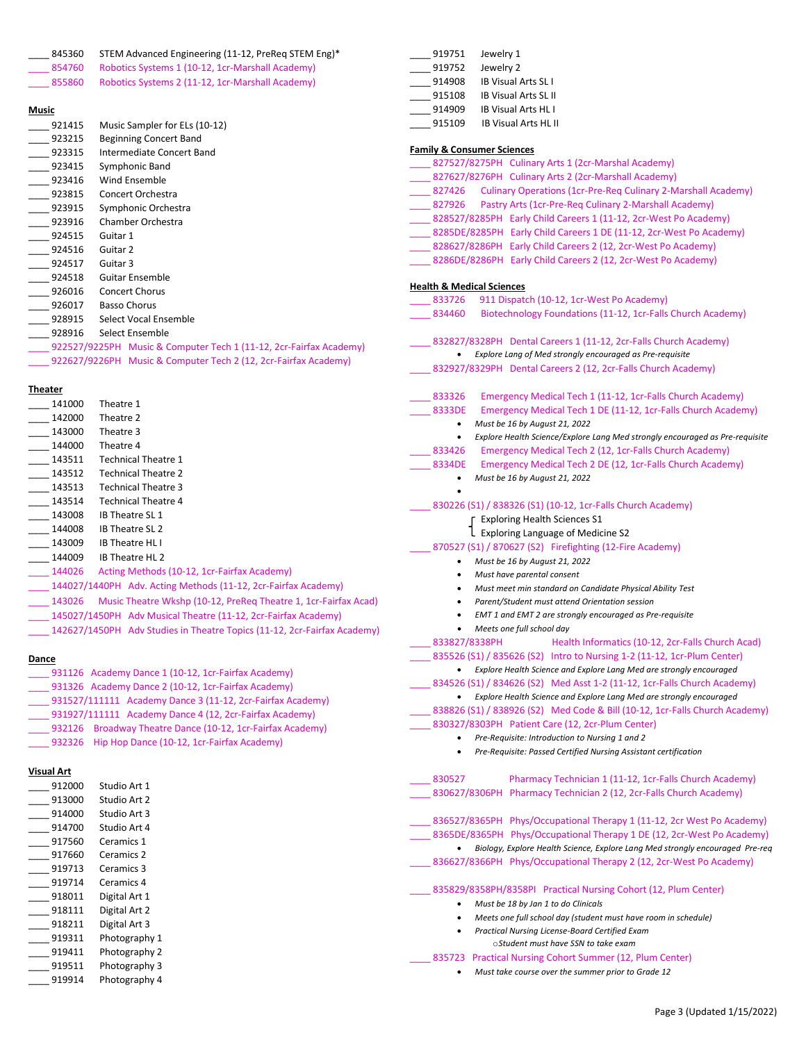- ____ 845360 STEM Advanced Engineering (11-12, PreReq STEM Eng)*
- ____ 854760 Robotics Systems 1 (10-12, 1cr-Marshall Academy)
- ____ 855860 Robotics Systems 2 (11-12, 1cr-Marshall Academy)

**Music**

- ____ 921415 Music Sampler for ELs (10-12)
- ____ 923215 Beginning Concert Band
- ____ 923315 Intermediate Concert Band
- ____ 923415 Symphonic Band
- ____ 923416 Wind Ensemble
- ____ 923815 Concert Orchestra
- ____ 923915 Symphonic Orchestra
- ____ 923916 Chamber Orchestra
- ____ 924515 Guitar 1
- ____ 924516 Guitar 2
- ____ 924517 Guitar 3
- ____ 924518 Guitar Ensemble
- ____ 926016 Concert Chorus
- ____ 926017 Basso Chorus
- ____ 928915 Select Vocal Ensemble
- ____ 928916 Select Ensemble
- ____ 922527/9225PH Music & Computer Tech 1 (11-12, 2cr-Fairfax Academy)
- ____ 922627/9226PH Music & Computer Tech 2 (12, 2cr-Fairfax Academy)

**Theater**

- ____ 141000 Theatre 1
- ____ 142000 Theatre 2
- ____ 143000 Theatre 3
- ____ 144000 Theatre 4
- ____ 143511 Technical Theatre 1
- ____ 143512 Technical Theatre 2
- ____ 143513 Technical Theatre 3
- ____ 143514 Technical Theatre 4
- ____ 143008 IB Theatre SL 1
- ____ 144008 IB Theatre SL 2
- ____ 143009 IB Theatre HL I
- ____ 144009 IB Theatre HL 2
- ____ 144026 Acting Methods (10-12, 1cr-Fairfax Academy)
- ____ 144027/1440PH Adv. Acting Methods (11-12, 2cr-Fairfax Academy)
- ____ 143026 Music Theatre Wkshp (10-12, PreReq Theatre 1, 1cr-Fairfax Acad)
- ____ 145027/1450PH Adv Musical Theatre (11-12, 2cr-Fairfax Academy)
- ____ 142627/1450PH Adv Studies in Theatre Topics (11-12, 2cr-Fairfax Academy)

**Dance**

- ____ 931126 Academy Dance 1 (10-12, 1cr-Fairfax Academy)
- ____ 931326 Academy Dance 2 (10-12, 1cr-Fairfax Academy)
- ____ 931527/111111 Academy Dance 3 (11-12, 2cr-Fairfax Academy)
- ____ 931927/111111 Academy Dance 4 (12, 2cr-Fairfax Academy)
- ____ 932126 Broadway Theatre Dance (10-12, 1cr-Fairfax Academy)
- ____ 932326 Hip Hop Dance (10-12, 1cr-Fairfax Academy)

**Visual Art**

- ____ 912000 Studio Art 1
- ____ 913000 Studio Art 2
- ____ 914000 Studio Art 3
- ____ 914700 Studio Art 4
- ____ 917560 Ceramics 1
- ____ 917660 Ceramics 2
- ____ 919713 Ceramics 3
- ____ 919714 Ceramics 4
- ____ 918011 Digital Art 1
- ____ 918111 Digital Art 2
- ____ 918211 Digital Art 3
- ____ 919311 Photography 1
- ____ 919411 Photography 2
- ____ 919511 Photography 3
- ____ 919914 Photography 4
- ____ 919751 Jewelry 1
- ____ 919752 Jewelry 2
- ____ 914908 IB Visual Arts SL I
- ____ 915108 IB Visual Arts SL II
- ____ 914909 IB Visual Arts HL I
- ____ 915109 IB Visual Arts HL II

**Family & Consumer Sciences**

- ____ 827527/8275PH Culinary Arts 1 (2cr-Marshal Academy)
- ____ 827627/8276PH Culinary Arts 2 (2cr-Marshal Academy)
- ____ 827426 Culinary Operations (1cr-Pre-Req Culinary 2-Marshall Academy)
- ____ 827926 Pastry Arts (1cr-Pre-Req Culinary 2-Marshall Academy)
- ____ 828527/8285PH Early Child Careers 1 (11-12, 2cr-West Po Academy)
- ____ 8285DE/8285PH Early Child Careers 1 DE (11-12, 2cr-West Po Academy)
- ____ 828627/8286PH Early Child Careers 2 (12, 2cr-West Po Academy)
- ____ 8286DE/8286PH Early Child Careers 2 (12, 2cr-West Po Academy)

**Health & Medical Sciences**

- ____ 833726 911 Dispatch (10-12, 1cr-West Po Academy)
- ____ 834460 Biotechnology Foundations (11-12, 1cr-Falls Church Academy)
- ____ 832827/8328PH Dental Careers 1 (11-12, 2cr-Falls Church Academy)
  - *Explore Lang of Med strongly encouraged as Pre-requisite*
- ____ 832927/8329PH Dental Careers 2 (12, 2cr-Falls Church Academy)
- ____ 833326 Emergency Medical Tech 1 (11-12, 1cr-Falls Church Academy)
- ____ 8333DE Emergency Medical Tech 1 DE (11-12, 1cr-Falls Church Academy)
  - *Must be 16 by August 21, 2022*
  - *Explore Health Science/Explore Lang Med strongly encouraged as Pre-requisite*
- ____ 833426 Emergency Medical Tech 2 (12, 1cr-Falls Church Academy)
- ____ 8334DE Emergency Medical Tech 2 DE (12, 1cr-Falls Church Academy)
  - *Must be 16 by August 21, 2022*
- ____ 830226 (S1) / 838326 (S1) (10-12, 1cr-Falls Church Academy)
  - Exploring Health Sciences S1
  - Exploring Language of Medicine S2
- ____ 870527 (S1) / 870627 (S2) Firefighting (12-Fire Academy)
  - *Must be 16 by August 21, 2022*
  - *Must have parental consent*
  - *Must meet min standard on Candidate Physical Ability Test*
  - *Parent/Student must attend Orientation session*
  - *EMT 1 and EMT 2 are strongly encouraged as Pre-requisite*
  - *Meets one full school day*
- ____ 833827/8338PH Health Informatics (10-12, 2cr-Falls Church Acad)
- ____ 835526 (S1) / 835626 (S2) Intro to Nursing 1-2 (11-12, 1cr-Plum Center)
  - *Explore Health Science and Explore Lang Med are strongly encouraged*
- ____ 834526 (S1) / 834626 (S2) Med Asst 1-2 (11-12, 1cr-Falls Church Academy)
  - *Explore Health Science and Explore Lang Med are strongly encouraged*
- ____ 838826 (S1) / 838926 (S2) Med Code & Bill (10-12, 1cr-Falls Church Academy)
- ____ 830327/8303PH Patient Care (12, 2cr-Plum Center)
  - *Pre-Requisite: Introduction to Nursing 1 and 2*
  - *Pre-Requisite: Passed Certified Nursing Assistant certification*
- ____ 830527 Pharmacy Technician 1 (11-12, 1cr-Falls Church Academy)
- ____ 830627/8306PH Pharmacy Technician 2 (12, 2cr-Falls Church Academy)
- ____ 836527/8365PH Phys/Occupational Therapy 1 (11-12, 2cr West Po Academy)
- ____ 8365DE/8365PH Phys/Occupational Therapy 1 DE (12, 2cr-West Po Academy)
  - *Biology, Explore Health Science, Explore Lang Med strongly encouraged Pre-req*
- ____ 836627/8366PH Phys/Occupational Therapy 2 (12, 2cr-West Po Academy)
- ____ 835829/8358PH/8358PI Practical Nursing Cohort (12, Plum Center)
  - *Must be 18 by Jan 1 to do Clinicals*
  - *Meets one full school day (student must have room in schedule)*
  - *Practical Nursing License-Board Certified Exam*
    - *Student must have SSN to take exam*
- ____ 835723 Practical Nursing Cohort Summer (12, Plum Center)
  - *Must take course over the summer prior to Grade 12*

Page 3 (Updated 1/15/2022)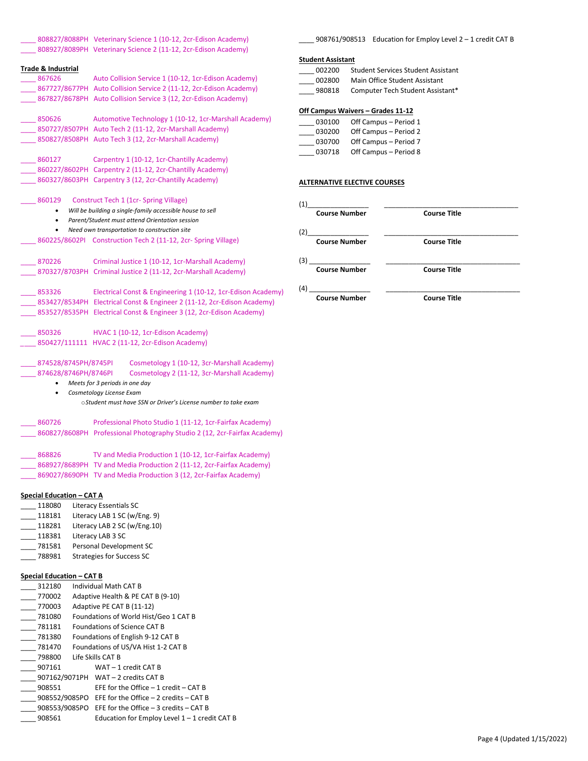____ 808827/8088PH Veterinary Science 1 (10-12, 2cr-Edison Academy)
____ 808927/8089PH Veterinary Science 2 (11-12, 2cr-Edison Academy)

**Trade & Industrial**

____ 867626 Auto Collision Service 1 (10-12, 1cr-Edison Academy)
____ 867727/8677PH Auto Collision Service 2 (11-12, 2cr-Edison Academy)
____ 867827/8678PH Auto Collision Service 3 (12, 2cr-Edison Academy)

____ 850626 Automotive Technology 1 (10-12, 1cr-Marshall Academy)
____ 850727/8507PH Auto Tech 2 (11-12, 2cr-Marshall Academy)
____ 850827/8508PH Auto Tech 3 (12, 2cr-Marshall Academy)

____ 860127 Carpentry 1 (10-12, 1cr-Chantilly Academy)
____ 860227/8602PH Carpentry 2 (11-12, 2cr-Chantilly Academy)
____ 860327/8603PH Carpentry 3 (12, 2cr-Chantilly Academy)

____ 860129 Construct Tech 1 (1cr- Spring Village)

- *Will be building a single-family accessible house to sell*
- *Parent/Student must attend Orientation session*
- *Need own transportation to construction site*

____ 860225/8602PI Construction Tech 2 (11-12, 2cr- Spring Village)

____ 870226 Criminal Justice 1 (10-12, 1cr-Marshall Academy)
____ 870327/8703PH Criminal Justice 2 (11-12, 2cr-Marshall Academy)

____ 853326 Electrical Const & Engineering 1 (10-12, 1cr-Edison Academy)
____ 853427/8534PH Electrical Const & Engineer 2 (11-12, 2cr-Edison Academy)
____ 853527/8535PH Electrical Const & Engineer 3 (12, 2cr-Edison Academy)

____ 850326 HVAC 1 (10-12, 1cr-Edison Academy)
____ 850427/111111 HVAC 2 (11-12, 2cr-Edison Academy)

____ 874528/8745PH/8745PI Cosmetology 1 (10-12, 3cr-Marshall Academy)
____ 874628/8746PH/8746PI Cosmetology 2 (11-12, 3cr-Marshall Academy)

- *Meets for 3 periods in one day*
- *Cosmetology License Exam*
  - *Student must have SSN or Driver's License number to take exam*

____ 860726 Professional Photo Studio 1 (11-12, 1cr-Fairfax Academy)
____ 860827/8608PH Professional Photography Studio 2 (12, 2cr-Fairfax Academy)

____ 868826 TV and Media Production 1 (10-12, 1cr-Fairfax Academy)
____ 868927/8689PH TV and Media Production 2 (11-12, 2cr-Fairfax Academy)
____ 869027/8690PH TV and Media Production 3 (12, 2cr-Fairfax Academy)

**Special Education – CAT A**

____ 118080 Literacy Essentials SC
____ 118181 Literacy LAB 1 SC (w/Eng. 9)
____ 118281 Literacy LAB 2 SC (w/Eng.10)
____ 118381 Literacy LAB 3 SC
____ 781581 Personal Development SC
____ 788981 Strategies for Success SC

**Special Education – CAT B**

____ 312180 Individual Math CAT B
____ 770002 Adaptive Health & PE CAT B (9-10)
____ 770003 Adaptive PE CAT B (11-12)
____ 781080 Foundations of World Hist/Geo 1 CAT B
____ 781181 Foundations of Science CAT B
____ 781380 Foundations of English 9-12 CAT B
____ 781470 Foundations of US/VA Hist 1-2 CAT B
____ 798800 Life Skills CAT B
____ 907161 WAT – 1 credit CAT B
____ 907162/9071PH WAT – 2 credits CAT B
____ 908551 EFE for the Office – 1 credit – CAT B
____ 908552/9085PO EFE for the Office – 2 credits – CAT B
____ 908553/9085PO EFE for the Office – 3 credits – CAT B
____ 908561 Education for Employ Level 1 – 1 credit CAT B
____ 908761/908513 Education for Employ Level 2 – 1 credit CAT B

**Student Assistant**

____ 002200 Student Services Student Assistant
____ 002800 Main Office Student Assistant
____ 980818 Computer Tech Student Assistant*

**Off Campus Waivers – Grades 11-12**

____ 030100 Off Campus – Period 1
____ 030200 Off Campus – Period 2
____ 030700 Off Campus – Period 7
____ 030718 Off Campus – Period 8

**ALTERNATIVE ELECTIVE COURSES**

(1)________________ ________________________________
**Course Number** **Course Title**

(2)________________ ________________________________
**Course Number** **Course Title**

(3)________________ ________________________________
**Course Number** **Course Title**

(4)________________ ________________________________
**Course Number** **Course Title**